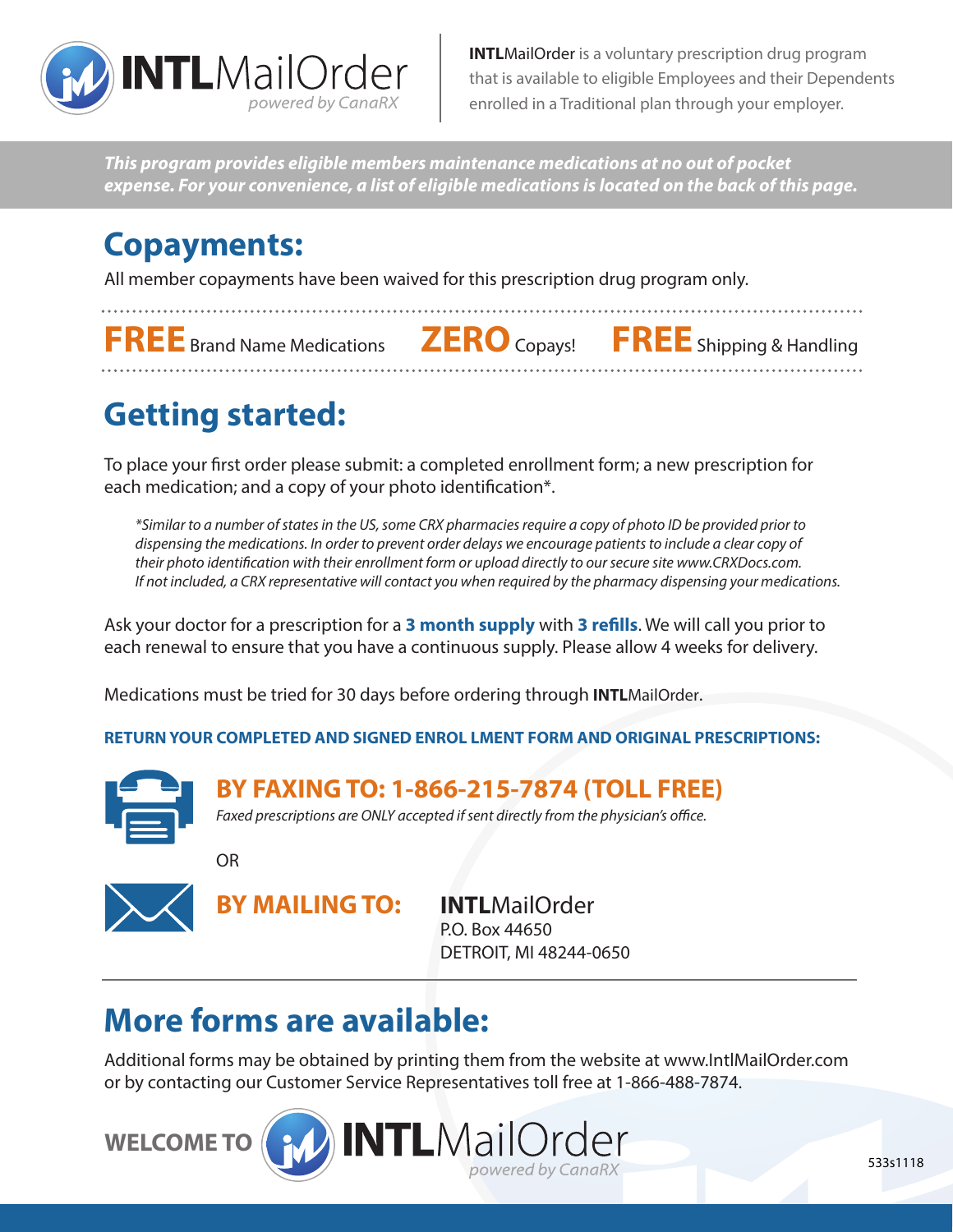**INTL**MailOrder
*powered by CanaRX*

**INTL**MailOrder is a voluntary prescription drug program that is available to eligible Employees and their Dependents enrolled in a Traditional plan through your employer.

***This program provides eligible members maintenance medications at no out of pocket expense. For your convenience, a list of eligible medications is located on the back of this page.***

## Copayments:

All member copayments have been waived for this prescription drug program only.

**FREE** Brand Name Medications **ZERO** Copays! **FREE** Shipping & Handling

## Getting started:

To place your first order please submit: a completed enrollment form; a new prescription for each medication; and a copy of your photo identification*.

*\*Similar to a number of states in the US, some CRX pharmacies require a copy of photo ID be provided prior to dispensing the medications. In order to prevent order delays we encourage patients to include a clear copy of their photo identification with their enrollment form or upload directly to our secure site www.CRXDocs.com. If not included, a CRX representative will contact you when required by the pharmacy dispensing your medications.*

Ask your doctor for a prescription for a **3 month supply** with **3 refills**. We will call you prior to each renewal to ensure that you have a continuous supply. Please allow 4 weeks for delivery.

Medications must be tried for 30 days before ordering through **INTL**MailOrder.

**RETURN YOUR COMPLETED AND SIGNED ENROL LMENT FORM AND ORIGINAL PRESCRIPTIONS:**

**BY FAXING TO: 1-866-215-7874 (TOLL FREE)**

*Faxed prescriptions are ONLY accepted if sent directly from the physician's office.*

OR

**BY MAILING TO:**

**INTL**MailOrder
P.O. Box 44650
DETROIT, MI 48244-0650

## More forms are available:

Additional forms may be obtained by printing them from the website at www.IntlMailOrder.com or by contacting our Customer Service Representatives toll free at 1-866-488-7874.

**WELCOME TO INTL**MailOrder
*powered by CanaRX*

533s1118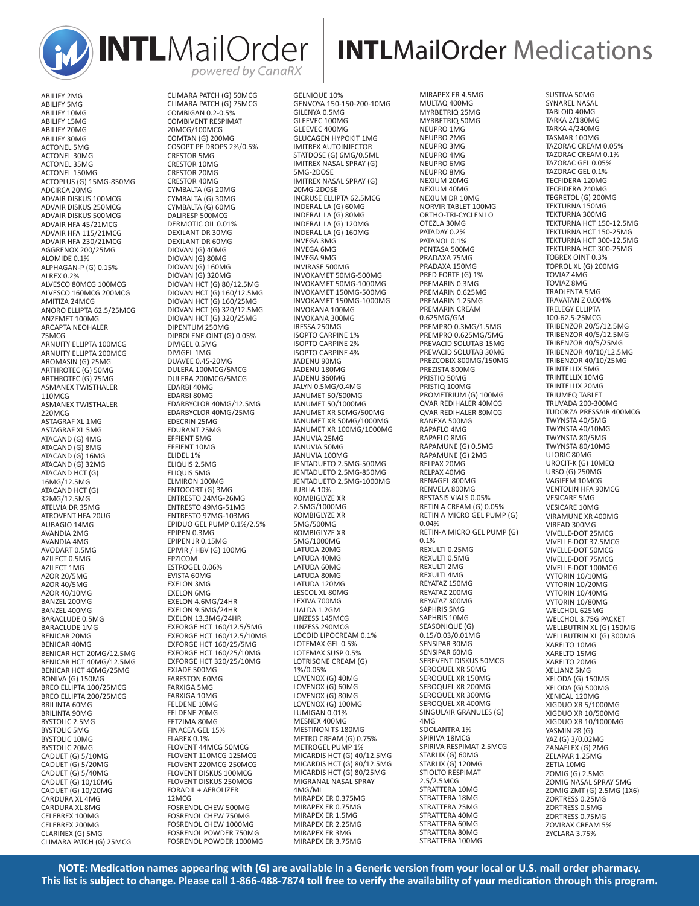# INTLMailOrder Medications

INTLMailOrder powered by CanaRX

ABILIFY 2MG
ABILIFY 5MG
ABILIFY 10MG
ABILIFY 15MG
ABILIFY 20MG
ABILIFY 30MG
ACTONEL 5MG
ACTONEL 30MG
ACTONEL 35MG
ACTONEL 150MG
ACTOPLUS (G) 15MG-850MG
ADCIRCA 20MG
ADVAIR DISKUS 100MCG
ADVAIR DISKUS 250MCG
ADVAIR DISKUS 500MCG
ADVAIR HFA 45/21MCG
ADVAIR HFA 115/21MCG
ADVAIR HFA 230/21MCG
AGGRENOX 200/25MG
ALOMIDE 0.1%
ALPHAGAN-P (G) 0.15%
ALREX 0.2%
ALVESCO 80MCG 100MCG
ALVESCO 160MCG 200MCG
AMITIZA 24MCG
ANORO ELLIPTA 62.5/25MCG
ANZEMET 100MG
ARCAPTA NEOHALER 75MCG
ARNUITY ELLIPTA 100MCG
ARNUITY ELLIPTA 200MCG
AROMASIN (G) 25MG
ARTHROTEC (G) 50MG
ARTHROTEC (G) 75MG
ASMANEX TWISTHALER 110MCG
ASMANEX TWISTHALER 220MCG
ASTAGRAF XL 1MG
ASTAGRAF XL 5MG
ATACAND (G) 4MG
ATACAND (G) 8MG
ATACAND (G) 16MG
ATACAND (G) 32MG
ATACAND HCT (G) 16MG/12.5MG
ATACAND HCT (G) 32MG/12.5MG
ATELVIA DR 35MG
ATROVENT HFA 20UG
AUBAGIO 14MG
AVANDIA 2MG
AVANDIA 4MG
AVODART 0.5MG
AZILECT 0.5MG
AZILECT 1MG
AZOR 20/5MG
AZOR 40/5MG
AZOR 40/10MG
BANZEL 200MG
BANZEL 400MG
BARACLUDE 0.5MG
BARACLUDE 1MG
BENICAR 20MG
BENICAR 40MG
BENICAR HCT 20MG/12.5MG
BENICAR HCT 40MG/12.5MG
BENICAR HCT 40MG/25MG
BONIVA (G) 150MG
BREO ELLIPTA 100/25MCG
BREO ELLIPTA 200/25MCG
BRILINTA 60MG
BRILINTA 90MG
BYSTOLIC 2.5MG
BYSTOLIC 5MG
BYSTOLIC 10MG
BYSTOLIC 20MG
CADUET (G) 5/10MG
CADUET (G) 5/20MG
CADUET (G) 5/40MG
CADUET (G) 10/10MG
CADUET (G) 10/20MG
CARDURA XL 4MG
CARDURA XL 8MG
CELEBREX 100MG
CELEBREX 200MG
CLARINEX (G) 5MG
CLIMARA PATCH (G) 25MCG
CLIMARA PATCH (G) 50MCG
CLIMARA PATCH (G) 75MCG
COMBIGAN 0.2-0.5%
COMBIVENT RESPIMAT 20MCG/100MCG
COMTAN (G) 200MG
COSOPT PF DROPS 2%/0.5%
CRESTOR 5MG
CRESTOR 10MG
CRESTOR 20MG
CRESTOR 40MG
CYMBALTA (G) 20MG
CYMBALTA (G) 30MG
CYMBALTA (G) 60MG
DALIRESP 500MCG
DERMOTIC OIL 0.01%
DEXILANT DR 30MG
DEXILANT DR 60MG
DIOVAN (G) 40MG
DIOVAN (G) 80MG
DIOVAN (G) 160MG
DIOVAN (G) 320MG
DIOVAN HCT (G) 80/12.5MG
DIOVAN HCT (G) 160/12.5MG
DIOVAN HCT (G) 160/25MG
DIOVAN HCT (G) 320/12.5MG
DIOVAN HCT (G) 320/25MG
DIPENTUM 250MG
DIPROLENE OINT (G) 0.05%
DIVIGEL 0.5MG
DIVIGEL 1MG
DUAVEE 0.45-20MG
DULERA 100MCG/5MCG
DULERA 200MCG/5MCG
EDARBI 40MG
EDARBI 80MG
EDARBYCLOR 40MG/12.5MG
EDARBYCLOR 40MG/25MG
EDECRIN 25MG
EDURANT 25MG
EFFIENT 5MG
EFFIENT 10MG
ELIDEL 1%
ELIQUIS 2.5MG
ELIQUIS 5MG
ELMIRON 100MG
ENTOCORT (G) 3MG
ENTRESTO 24MG-26MG
ENTRESTO 49MG-51MG
ENTRESTO 97MG-103MG
EPIDUO GEL PUMP 0.1%/2.5%
EPIPEN 0.3MG
EPIPEN JR 0.15MG
EPIVIR / HBV (G) 100MG
EPZICOM
ESTROGEL 0.06%
EVISTA 60MG
EXELON 3MG
EXELON 6MG
EXELON 4.6MG/24HR
EXELON 9.5MG/24HR
EXELON 13.3MG/24HR
EXFORGE HCT 160/12.5/5MG
EXFORGE HCT 160/12.5/10MG
EXFORGE HCT 160/25/5MG
EXFORGE HCT 160/25/10MG
EXFORGE HCT 320/25/10MG
EXJADE 500MG
FARESTON 60MG
FARXIGA 5MG
FARXIGA 10MG
FELDENE 10MG
FELDENE 20MG
FETZIMA 80MG
FINACEA GEL 15%
FLAREX 0.1%
FLOVENT 44MCG 50MCG
FLOVENT 110MCG 125MCG
FLOVENT 220MCG 250MCG
FLOVENT DISKUS 100MCG
FLOVENT DISKUS 250MCG
FORADIL + AEROLIZER 12MCG
FOSRENOL CHEW 500MG
FOSRENOL CHEW 750MG
FOSRENOL CHEW 1000MG
FOSRENOL POWDER 750MG
FOSRENOL POWDER 1000MG
GELNIQUE 10%
GENVOYA 150-150-200-10MG
GILENYA 0.5MG
GLEEVEC 100MG
GLEEVEC 400MG
GLUCAGEN HYPOKIT 1MG
IMITREX AUTOINJECTOR STATDOSE (G) 6MG/0.5ML
IMITREX NASAL SPRAY (G) 5MG-2DOSE
IMITREX NASAL SPRAY (G) 20MG-2DOSE
INCRUSE ELLIPTA 62.5MCG
INDERAL LA (G) 60MG
INDERAL LA (G) 80MG
INDERAL LA (G) 120MG
INDERAL LA (G) 160MG
INVEGA 3MG
INVEGA 6MG
INVEGA 9MG
INVIRASE 500MG
INVOKAMET 50MG-500MG
INVOKAMET 50MG-1000MG
INVOKAMET 150MG-500MG
INVOKAMET 150MG-1000MG
INVOKANA 100MG
INVOKANA 300MG
IRESSA 250MG
ISOPTO CARPINE 1%
ISOPTO CARPINE 2%
ISOPTO CARPINE 4%
JADENU 90MG
JADENU 180MG
JADENU 360MG
JALYN 0.5MG/0.4MG
JANUMET 50/500MG
JANUMET 50/1000MG
JANUMET XR 50MG/500MG
JANUMET XR 50MG/1000MG
JANUMET XR 100MG/1000MG
JANUVIA 25MG
JANUVIA 50MG
JANUVIA 100MG
JENTADUETO 2.5MG-500MG
JENTADUETO 2.5MG-850MG
JENTADUETO 2.5MG-1000MG
JUBLIA 10%
KOMBIGLYZE XR 2.5MG/1000MG
KOMBIGLYZE XR 5MG/500MG
KOMBIGLYZE XR 5MG/1000MG
LATUDA 20MG
LATUDA 40MG
LATUDA 60MG
LATUDA 80MG
LATUDA 120MG
LESCOL XL 80MG
LEXIVA 700MG
LIALDA 1.2GM
LINZESS 145MCG
LINZESS 290MCG
LOCOID LIPOCREAM 0.1%
LOTEMAX GEL 0.5%
LOTEMAX SUSP 0.5%
LOTRISONE CREAM (G) 1%/0.05%
LOVENOX (G) 40MG
LOVENOX (G) 60MG
LOVENOX (G) 80MG
LOVENOX (G) 100MG
LUMIGAN 0.01%
MESNEX 400MG
MESTINON TS 180MG
METRO CREAM (G) 0.75%
METROGEL PUMP 1%
MICARDIS HCT (G) 40/12.5MG
MICARDIS HCT (G) 80/12.5MG
MICARDIS HCT (G) 80/25MG
MIGRANAL NASAL SPRAY 4MG/ML
MIRAPEX ER 0.375MG
MIRAPEX ER 0.75MG
MIRAPEX ER 1.5MG
MIRAPEX ER 2.25MG
MIRAPEX ER 3MG
MIRAPEX ER 3.75MG
MIRAPEX ER 4.5MG
MULTAQ 400MG
MYRBETRIQ 25MG
MYRBETRIQ 50MG
NEUPRO 1MG
NEUPRO 2MG
NEUPRO 3MG
NEUPRO 4MG
NEUPRO 6MG
NEUPRO 8MG
NEXIUM 20MG
NEXIUM 40MG
NEXIUM DR 10MG
NORVIR TABLET 100MG
ORTHO-TRI-CYCLEN LO
OTEZLA 30MG
PATADAY 0.2%
PATANOL 0.1%
PENTASA 500MG
PRADAXA 75MG
PRADAXA 150MG
PRED FORTE (G) 1%
PREMARIN 0.3MG
PREMARIN 0.625MG
PREMARIN 1.25MG
PREMARIN CREAM 0.625MG/GM
PREMPRO 0.3MG/1.5MG
PREMPRO 0.625MG/5MG
PREVACID SOLUTAB 15MG
PREVACID SOLUTAB 30MG
PREZCOBIX 800MG/150MG
PREZISTA 800MG
PRISTIQ 50MG
PRISTIQ 100MG
PROMETRIUM (G) 100MG
QVAR REDIHALER 40MCG
QVAR REDIHALER 80MCG
RANEXA 500MG
RAPAFLO 4MG
RAPAFLO 8MG
RAPAMUNE (G) 0.5MG
RAPAMUNE (G) 2MG
RELPAX 20MG
RELPAX 40MG
RENAGEL 800MG
RENVELA 800MG
RESTASIS VIALS 0.05%
RETIN A CREAM (G) 0.05%
RETIN A MICRO GEL PUMP (G) 0.04%
RETIN-A MICRO GEL PUMP (G) 0.1%
REXULTI 0.25MG
REXULTI 0.5MG
REXULTI 2MG
REXULTI 4MG
REYATAZ 150MG
REYATAZ 200MG
REYATAZ 300MG
SAPHRIS 5MG
SAPHRIS 10MG
SEASONIQUE (G) 0.15/0.03/0.01MG
SENSIPAR 30MG
SENSIPAR 60MG
SEREVENT DISKUS 50MCG
SEROQUEL XR 50MG
SEROQUEL XR 150MG
SEROQUEL XR 200MG
SEROQUEL XR 300MG
SEROQUEL XR 400MG
SINGULAIR GRANULES (G) 4MG
SOOLANTRA 1%
SPIRIVA 18MCG
SPIRIVA RESPIMAT 2.5MCG
STARLIX (G) 60MG
STARLIX (G) 120MG
STIOLTO RESPIMAT 2.5/2.5MCG
STRATTERA 10MG
STRATTERA 18MG
STRATTERA 25MG
STRATTERA 40MG
STRATTERA 60MG
STRATTERA 80MG
STRATTERA 100MG
SUSTIVA 50MG
SYNAREL NASAL
TABLOID 40MG
TARKA 2/180MG
TARKA 4/240MG
TASMAR 100MG
TAZORAC CREAM 0.05%
TAZORAC CREAM 0.1%
TAZORAC GEL 0.05%
TAZORAC GEL 0.1%
TECFIDERA 120MG
TECFIDERA 240MG
TEGRETOL (G) 200MG
TEKTURNA 150MG
TEKTURNA 300MG
TEKTURNA HCT 150-12.5MG
TEKTURNA HCT 150-25MG
TEKTURNA HCT 300-12.5MG
TEKTURNA HCT 300-25MG
TOBREX OINT 0.3%
TOPROL XL (G) 200MG
TOVIAZ 4MG
TOVIAZ 8MG
TRADJENTA 5MG
TRAVATAN Z 0.004%
TRELEGY ELLIPTA 100-62.5-25MCG
TRIBENZOR 20/5/12.5MG
TRIBENZOR 40/5/12.5MG
TRIBENZOR 40/5/25MG
TRIBENZOR 40/10/12.5MG
TRIBENZOR 40/10/25MG
TRINTELLIX 5MG
TRINTELLIX 10MG
TRINTELLIX 20MG
TRIUMEQ TABLET
TRUVADA 200-300MG
TUDORZA PRESSAIR 400MCG
TWYNSTA 40/5MG
TWYNSTA 40/10MG
TWYNSTA 80/5MG
TWYNSTA 80/10MG
ULORIC 80MG
UROCIT-K (G) 10MEQ
URSO (G) 250MG
VAGIFEM 10MCG
VENTOLIN HFA 90MCG
VESICARE 5MG
VESICARE 10MG
VIRAMUNE XR 400MG
VIREAD 300MG
VIVELLE-DOT 25MCG
VIVELLE-DOT 37.5MCG
VIVELLE-DOT 50MCG
VIVELLE-DOT 75MCG
VIVELLE-DOT 100MCG
VYTORIN 10/10MG
VYTORIN 10/20MG
VYTORIN 10/40MG
VYTORIN 10/80MG
WELCHOL 625MG
WELCHOL 3.75G PACKET
WELLBUTRIN XL (G) 150MG
WELLBUTRIN XL (G) 300MG
XARELTO 10MG
XARELTO 15MG
XARELTO 20MG
XELJANZ 5MG
XELODA (G) 150MG
XELODA (G) 500MG
XENICAL 120MG
XIGDUO XR 5/1000MG
XIGDUO XR 10/500MG
XIGDUO XR 10/1000MG
YASMIN 28 (G)
YAZ (G) 3/0.02MG
ZANAFLEX (G) 2MG
ZELAPAR 1.25MG
ZETIA 10MG
ZOMIG (G) 2.5MG
ZOMIG NASAL SPRAY 5MG
ZOMIG ZMT (G) 2.5MG (1X6)
ZORTRESS 0.25MG
ZORTRESS 0.5MG
ZORTRESS 0.75MG
ZOVIRAX CREAM 5%
ZYCLARA 3.75%

**NOTE: Medication names appearing with (G) are available in a Generic version from your local or U.S. mail order pharmacy. This list is subject to change. Please call 1-866-488-7874 toll free to verify the availability of your medication through this program.**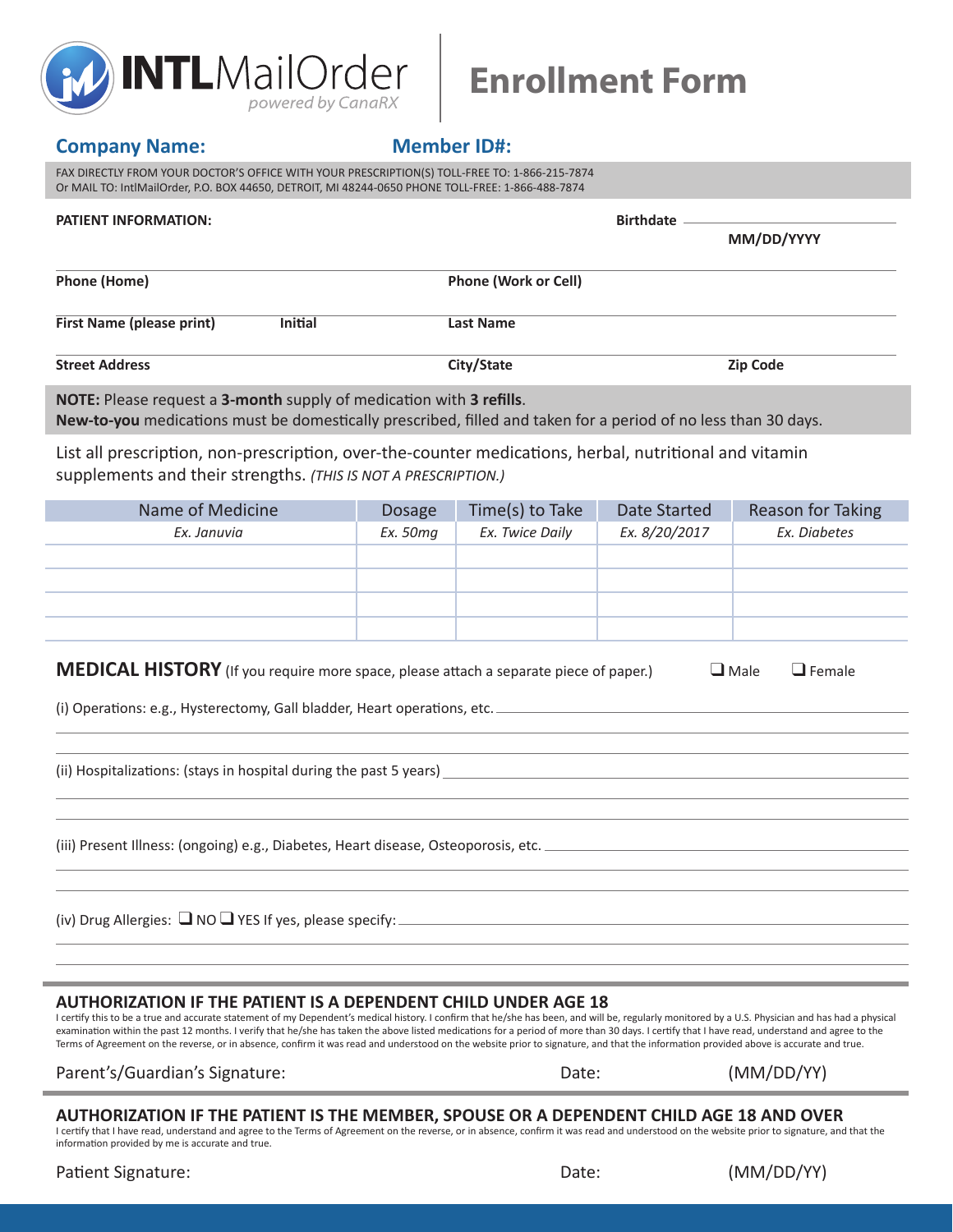**INTLMailOrder** *powered by CanaRX*

# Enrollment Form

**Company Name:** **Member ID#:**

FAX DIRECTLY FROM YOUR DOCTOR'S OFFICE WITH YOUR PRESCRIPTION(S) TOLL-FREE TO: 1-866-215-7874
Or MAIL TO: IntlMailOrder, P.O. BOX 44650, DETROIT, MI 48244-0650 PHONE TOLL-FREE: 1-866-488-7874

**PATIENT INFORMATION:** **Birthdate** ______________ **MM/DD/YYYY**

**Phone (Home)** **Phone (Work or Cell)**

**First Name (please print)** **Initial** **Last Name**

**Street Address** **City/State** **Zip Code**

**NOTE:** Please request a **3-month** supply of medication with **3 refills**.
**New-to-you** medications must be domestically prescribed, filled and taken for a period of no less than 30 days.

List all prescription, non-prescription, over-the-counter medications, herbal, nutritional and vitamin supplements and their strengths. *(THIS IS NOT A PRESCRIPTION.)*

| Name of Medicine | Dosage | Time(s) to Take | Date Started | Reason for Taking |
|---|---|---|---|---|
| *Ex. Januvia* | *Ex. 50mg* | *Ex. Twice Daily* | *Ex. 8/20/2017* | *Ex. Diabetes* |
| | | | | |
| | | | | |
| | | | | |
| | | | | |

## MEDICAL HISTORY (If you require more space, please attach a separate piece of paper.)

❑ Male ❑ Female

(i) Operations: e.g., Hysterectomy, Gall bladder, Heart operations, etc. ______________

(ii) Hospitalizations: (stays in hospital during the past 5 years) ______________

(iii) Present Illness: (ongoing) e.g., Diabetes, Heart disease, Osteoporosis, etc. ______________

(iv) Drug Allergies: ❑ NO ❑ YES If yes, please specify: ______________

### AUTHORIZATION IF THE PATIENT IS A DEPENDENT CHILD UNDER AGE 18

I certify this to be a true and accurate statement of my Dependent's medical history. I confirm that he/she has been, and will be, regularly monitored by a U.S. Physician and has had a physical examination within the past 12 months. I verify that he/she has taken the above listed medications for a period of more than 30 days. I certify that I have read, understand and agree to the Terms of Agreement on the reverse, or in absence, confirm it was read and understood on the website prior to signature, and that the information provided above is accurate and true.

Parent's/Guardian's Signature: Date: (MM/DD/YY)

### AUTHORIZATION IF THE PATIENT IS THE MEMBER, SPOUSE OR A DEPENDENT CHILD AGE 18 AND OVER

I certify that I have read, understand and agree to the Terms of Agreement on the reverse, or in absence, confirm it was read and understood on the website prior to signature, and that the information provided by me is accurate and true.

Patient Signature: Date: (MM/DD/YY)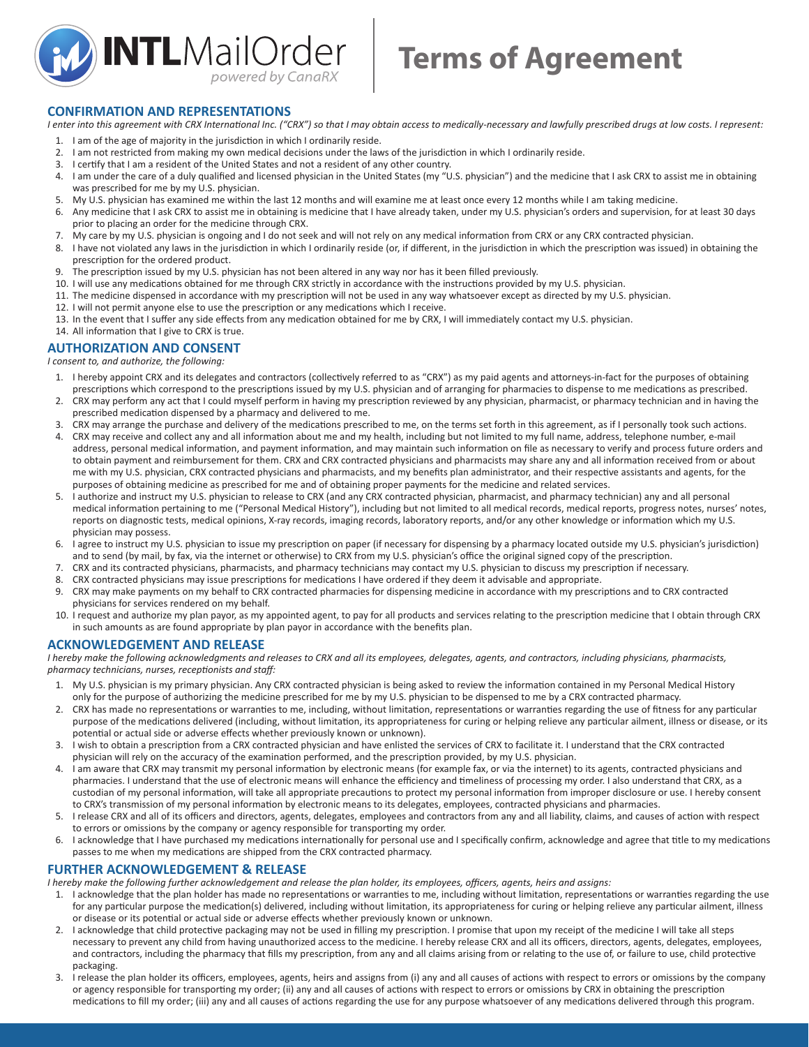**INTL**MailOrder *powered by CanaRX*

# Terms of Agreement

## CONFIRMATION AND REPRESENTATIONS

*I enter into this agreement with CRX International Inc. ("CRX") so that I may obtain access to medically-necessary and lawfully prescribed drugs at low costs. I represent:*

1. I am of the age of majority in the jurisdiction in which I ordinarily reside.
2. I am not restricted from making my own medical decisions under the laws of the jurisdiction in which I ordinarily reside.
3. I certify that I am a resident of the United States and not a resident of any other country.
4. I am under the care of a duly qualified and licensed physician in the United States (my "U.S. physician") and the medicine that I ask CRX to assist me in obtaining was prescribed for me by my U.S. physician.
5. My U.S. physician has examined me within the last 12 months and will examine me at least once every 12 months while I am taking medicine.
6. Any medicine that I ask CRX to assist me in obtaining is medicine that I have already taken, under my U.S. physician's orders and supervision, for at least 30 days prior to placing an order for the medicine through CRX.
7. My care by my U.S. physician is ongoing and I do not seek and will not rely on any medical information from CRX or any CRX contracted physician.
8. I have not violated any laws in the jurisdiction in which I ordinarily reside (or, if different, in the jurisdiction in which the prescription was issued) in obtaining the prescription for the ordered product.
9. The prescription issued by my U.S. physician has not been altered in any way nor has it been filled previously.
10. I will use any medications obtained for me through CRX strictly in accordance with the instructions provided by my U.S. physician.
11. The medicine dispensed in accordance with my prescription will not be used in any way whatsoever except as directed by my U.S. physician.
12. I will not permit anyone else to use the prescription or any medications which I receive.
13. In the event that I suffer any side effects from any medication obtained for me by CRX, I will immediately contact my U.S. physician.
14. All information that I give to CRX is true.

## AUTHORIZATION AND CONSENT

*I consent to, and authorize, the following:*

1. I hereby appoint CRX and its delegates and contractors (collectively referred to as "CRX") as my paid agents and attorneys-in-fact for the purposes of obtaining prescriptions which correspond to the prescriptions issued by my U.S. physician and of arranging for pharmacies to dispense to me medications as prescribed.
2. CRX may perform any act that I could myself perform in having my prescription reviewed by any physician, pharmacist, or pharmacy technician and in having the prescribed medication dispensed by a pharmacy and delivered to me.
3. CRX may arrange the purchase and delivery of the medications prescribed to me, on the terms set forth in this agreement, as if I personally took such actions.
4. CRX may receive and collect any and all information about me and my health, including but not limited to my full name, address, telephone number, e-mail address, personal medical information, and payment information, and may maintain such information on file as necessary to verify and process future orders and to obtain payment and reimbursement for them. CRX and CRX contracted physicians and pharmacists may share any and all information received from or about me with my U.S. physician, CRX contracted physicians and pharmacists, and my benefits plan administrator, and their respective assistants and agents, for the purposes of obtaining medicine as prescribed for me and of obtaining proper payments for the medicine and related services.
5. I authorize and instruct my U.S. physician to release to CRX (and any CRX contracted physician, pharmacist, and pharmacy technician) any and all personal medical information pertaining to me ("Personal Medical History"), including but not limited to all medical records, medical reports, progress notes, nurses' notes, reports on diagnostic tests, medical opinions, X-ray records, imaging records, laboratory reports, and/or any other knowledge or information which my U.S. physician may possess.
6. I agree to instruct my U.S. physician to issue my prescription on paper (if necessary for dispensing by a pharmacy located outside my U.S. physician's jurisdiction) and to send (by mail, by fax, via the internet or otherwise) to CRX from my U.S. physician's office the original signed copy of the prescription.
7. CRX and its contracted physicians, pharmacists, and pharmacy technicians may contact my U.S. physician to discuss my prescription if necessary.
8. CRX contracted physicians may issue prescriptions for medications I have ordered if they deem it advisable and appropriate.
9. CRX may make payments on my behalf to CRX contracted pharmacies for dispensing medicine in accordance with my prescriptions and to CRX contracted physicians for services rendered on my behalf.
10. I request and authorize my plan payor, as my appointed agent, to pay for all products and services relating to the prescription medicine that I obtain through CRX in such amounts as are found appropriate by plan payor in accordance with the benefits plan.

## ACKNOWLEDGEMENT AND RELEASE

*I hereby make the following acknowledgments and releases to CRX and all its employees, delegates, agents, and contractors, including physicians, pharmacists, pharmacy technicians, nurses, receptionists and staff:*

1. My U.S. physician is my primary physician. Any CRX contracted physician is being asked to review the information contained in my Personal Medical History only for the purpose of authorizing the medicine prescribed for me by my U.S. physician to be dispensed to me by a CRX contracted pharmacy.
2. CRX has made no representations or warranties to me, including, without limitation, representations or warranties regarding the use of fitness for any particular purpose of the medications delivered (including, without limitation, its appropriateness for curing or helping relieve any particular ailment, illness or disease, or its potential or actual side or adverse effects whether previously known or unknown).
3. I wish to obtain a prescription from a CRX contracted physician and have enlisted the services of CRX to facilitate it. I understand that the CRX contracted physician will rely on the accuracy of the examination performed, and the prescription provided, by my U.S. physician.
4. I am aware that CRX may transmit my personal information by electronic means (for example fax, or via the internet) to its agents, contracted physicians and pharmacies. I understand that the use of electronic means will enhance the efficiency and timeliness of processing my order. I also understand that CRX, as a custodian of my personal information, will take all appropriate precautions to protect my personal information from improper disclosure or use. I hereby consent to CRX's transmission of my personal information by electronic means to its delegates, employees, contracted physicians and pharmacies.
5. I release CRX and all of its officers and directors, agents, delegates, employees and contractors from any and all liability, claims, and causes of action with respect to errors or omissions by the company or agency responsible for transporting my order.
6. I acknowledge that I have purchased my medications internationally for personal use and I specifically confirm, acknowledge and agree that title to my medications passes to me when my medications are shipped from the CRX contracted pharmacy.

## FURTHER ACKNOWLEDGEMENT & RELEASE

*I hereby make the following further acknowledgement and release the plan holder, its employees, officers, agents, heirs and assigns:*

1. I acknowledge that the plan holder has made no representations or warranties to me, including without limitation, representations or warranties regarding the use for any particular purpose the medication(s) delivered, including without limitation, its appropriateness for curing or helping relieve any particular ailment, illness or disease or its potential or actual side or adverse effects whether previously known or unknown.
2. I acknowledge that child protective packaging may not be used in filling my prescription. I promise that upon my receipt of the medicine I will take all steps necessary to prevent any child from having unauthorized access to the medicine. I hereby release CRX and all its officers, directors, agents, delegates, employees, and contractors, including the pharmacy that fills my prescription, from any and all claims arising from or relating to the use of, or failure to use, child protective packaging.
3. I release the plan holder its officers, employees, agents, heirs and assigns from (i) any and all causes of actions with respect to errors or omissions by the company or agency responsible for transporting my order; (ii) any and all causes of actions with respect to errors or omissions by CRX in obtaining the prescription medications to fill my order; (iii) any and all causes of actions regarding the use for any purpose whatsoever of any medications delivered through this program.